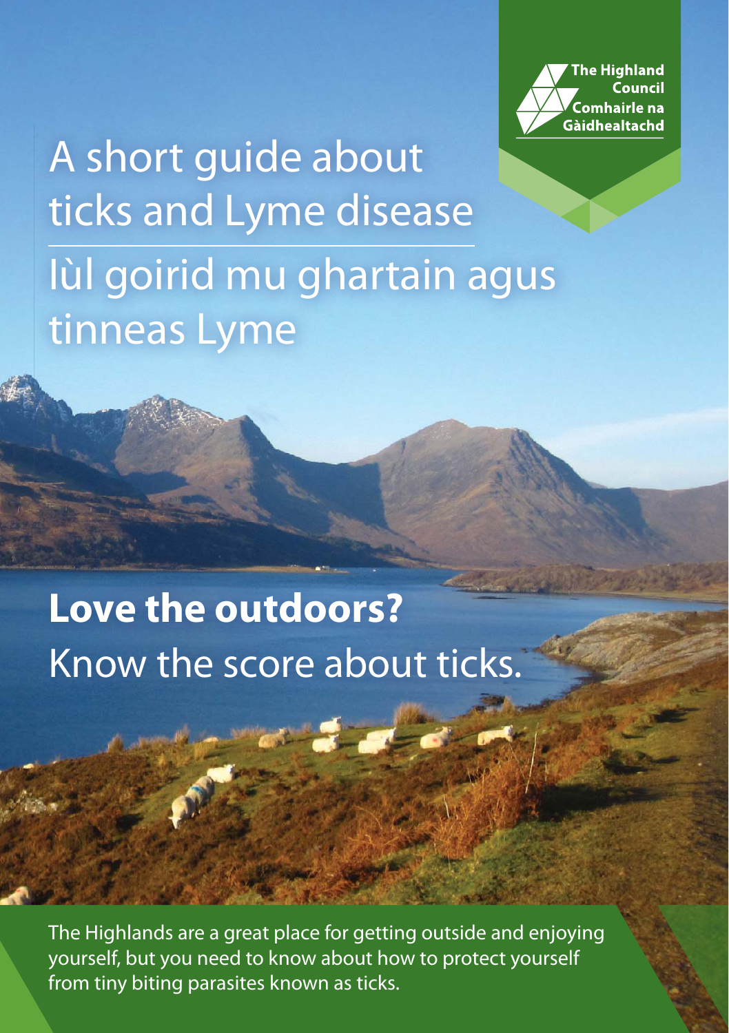The Highland Council
Comhairle na Gàidhealtachd

# A short guide about ticks and Lyme disease

# Iùl goirid mu ghartain agus tinneas Lyme

## **Love the outdoors?** Know the score about ticks.

The Highlands are a great place for getting outside and enjoying yourself, but you need to know about how to protect yourself from tiny biting parasites known as ticks.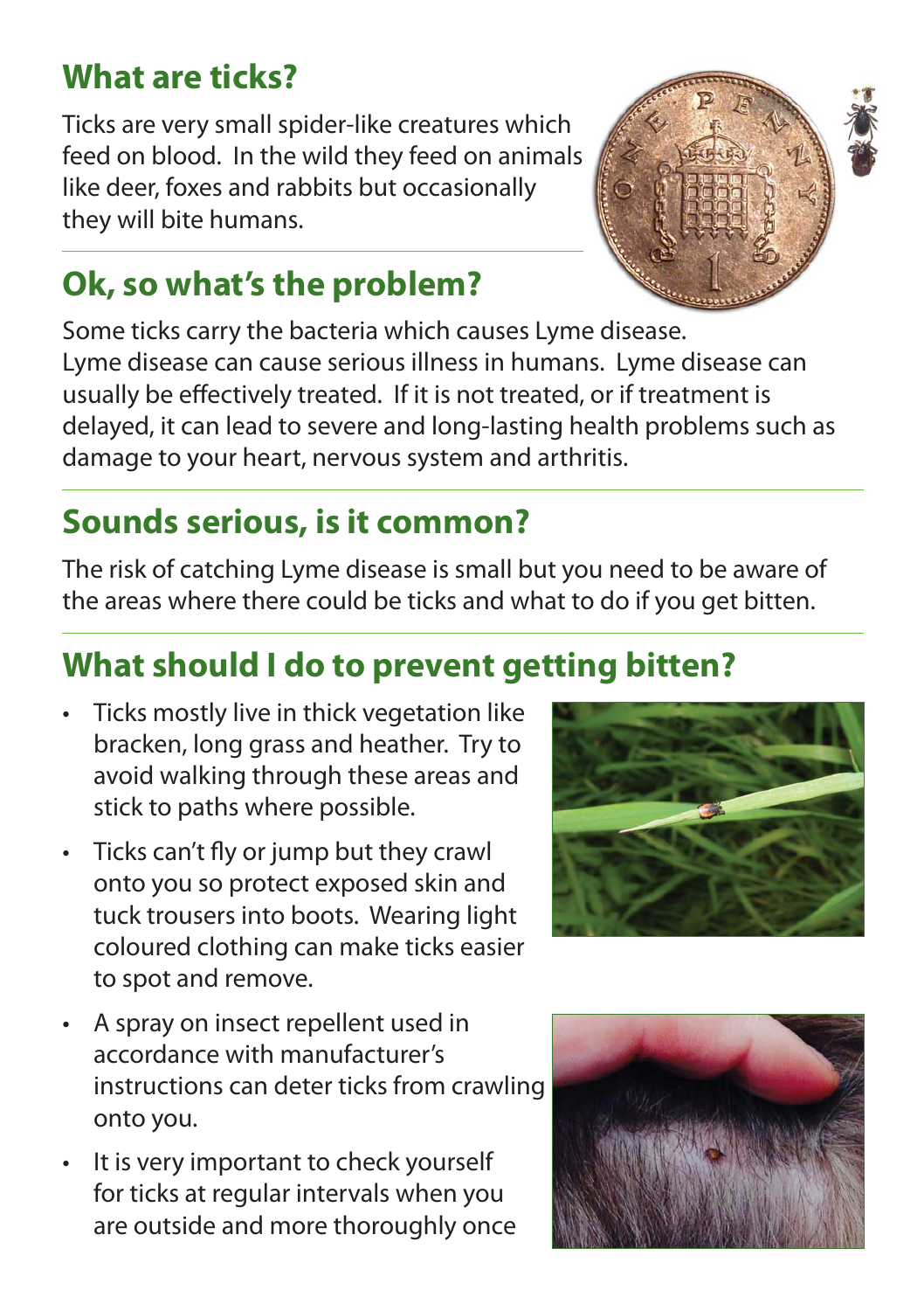## What are ticks?

Ticks are very small spider-like creatures which feed on blood. In the wild they feed on animals like deer, foxes and rabbits but occasionally they will bite humans.

## Ok, so what's the problem?

Some ticks carry the bacteria which causes Lyme disease. Lyme disease can cause serious illness in humans. Lyme disease can usually be effectively treated. If it is not treated, or if treatment is delayed, it can lead to severe and long-lasting health problems such as damage to your heart, nervous system and arthritis.

## Sounds serious, is it common?

The risk of catching Lyme disease is small but you need to be aware of the areas where there could be ticks and what to do if you get bitten.

## What should I do to prevent getting bitten?

- Ticks mostly live in thick vegetation like bracken, long grass and heather. Try to avoid walking through these areas and stick to paths where possible.
- Ticks can't fly or jump but they crawl onto you so protect exposed skin and tuck trousers into boots. Wearing light coloured clothing can make ticks easier to spot and remove.
- A spray on insect repellent used in accordance with manufacturer's instructions can deter ticks from crawling onto you.
- It is very important to check yourself for ticks at regular intervals when you are outside and more thoroughly once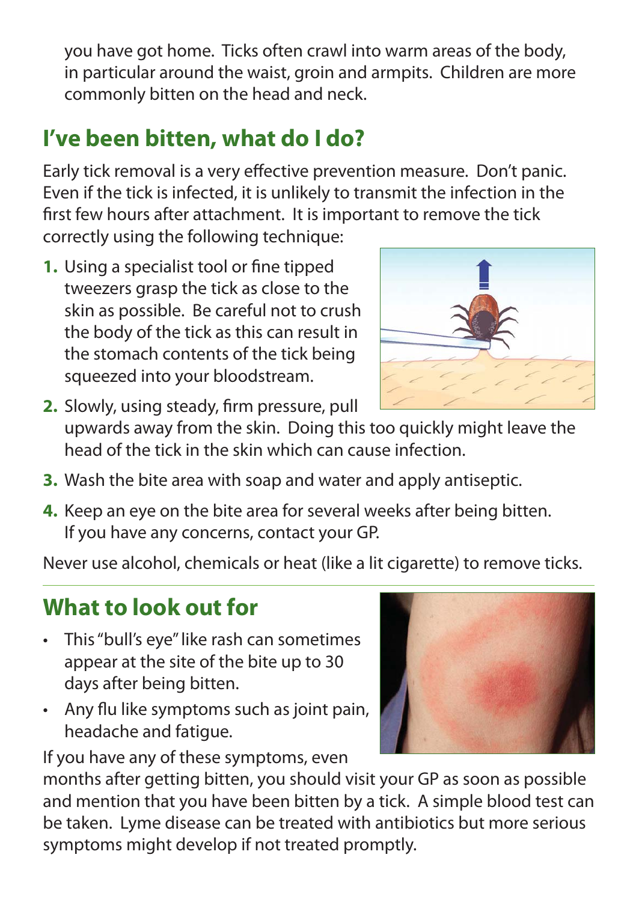you have got home. Ticks often crawl into warm areas of the body, in particular around the waist, groin and armpits. Children are more commonly bitten on the head and neck.

## I've been bitten, what do I do?

Early tick removal is a very effective prevention measure. Don't panic. Even if the tick is infected, it is unlikely to transmit the infection in the first few hours after attachment. It is important to remove the tick correctly using the following technique:

1. Using a specialist tool or fine tipped tweezers grasp the tick as close to the skin as possible. Be careful not to crush the body of the tick as this can result in the stomach contents of the tick being squeezed into your bloodstream.
2. Slowly, using steady, firm pressure, pull upwards away from the skin. Doing this too quickly might leave the head of the tick in the skin which can cause infection.
3. Wash the bite area with soap and water and apply antiseptic.
4. Keep an eye on the bite area for several weeks after being bitten. If you have any concerns, contact your GP.

Never use alcohol, chemicals or heat (like a lit cigarette) to remove ticks.

## What to look out for

- This "bull's eye" like rash can sometimes appear at the site of the bite up to 30 days after being bitten.
- Any flu like symptoms such as joint pain, headache and fatigue.

If you have any of these symptoms, even months after getting bitten, you should visit your GP as soon as possible and mention that you have been bitten by a tick. A simple blood test can be taken. Lyme disease can be treated with antibiotics but more serious symptoms might develop if not treated promptly.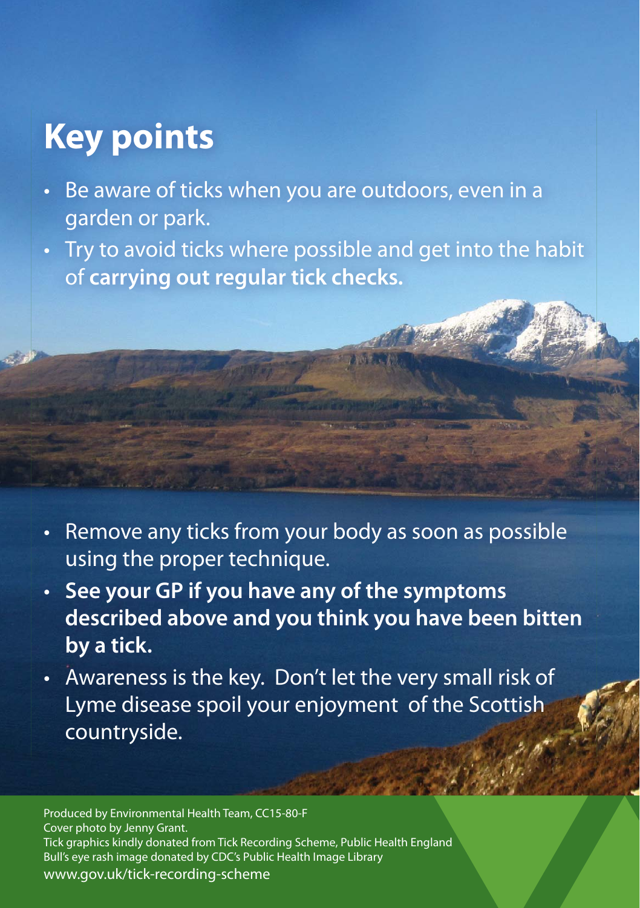# Key points

- Be aware of ticks when you are outdoors, even in a garden or park.
- Try to avoid ticks where possible and get into the habit of **carrying out regular tick checks.**
- Remove any ticks from your body as soon as possible using the proper technique.
- **See your GP if you have any of the symptoms described above and you think you have been bitten by a tick.**
- Awareness is the key. Don't let the very small risk of Lyme disease spoil your enjoyment of the Scottish countryside.

Produced by Environmental Health Team, CC15-80-F
Cover photo by Jenny Grant.
Tick graphics kindly donated from Tick Recording Scheme, Public Health England
Bull's eye rash image donated by CDC's Public Health Image Library
www.gov.uk/tick-recording-scheme